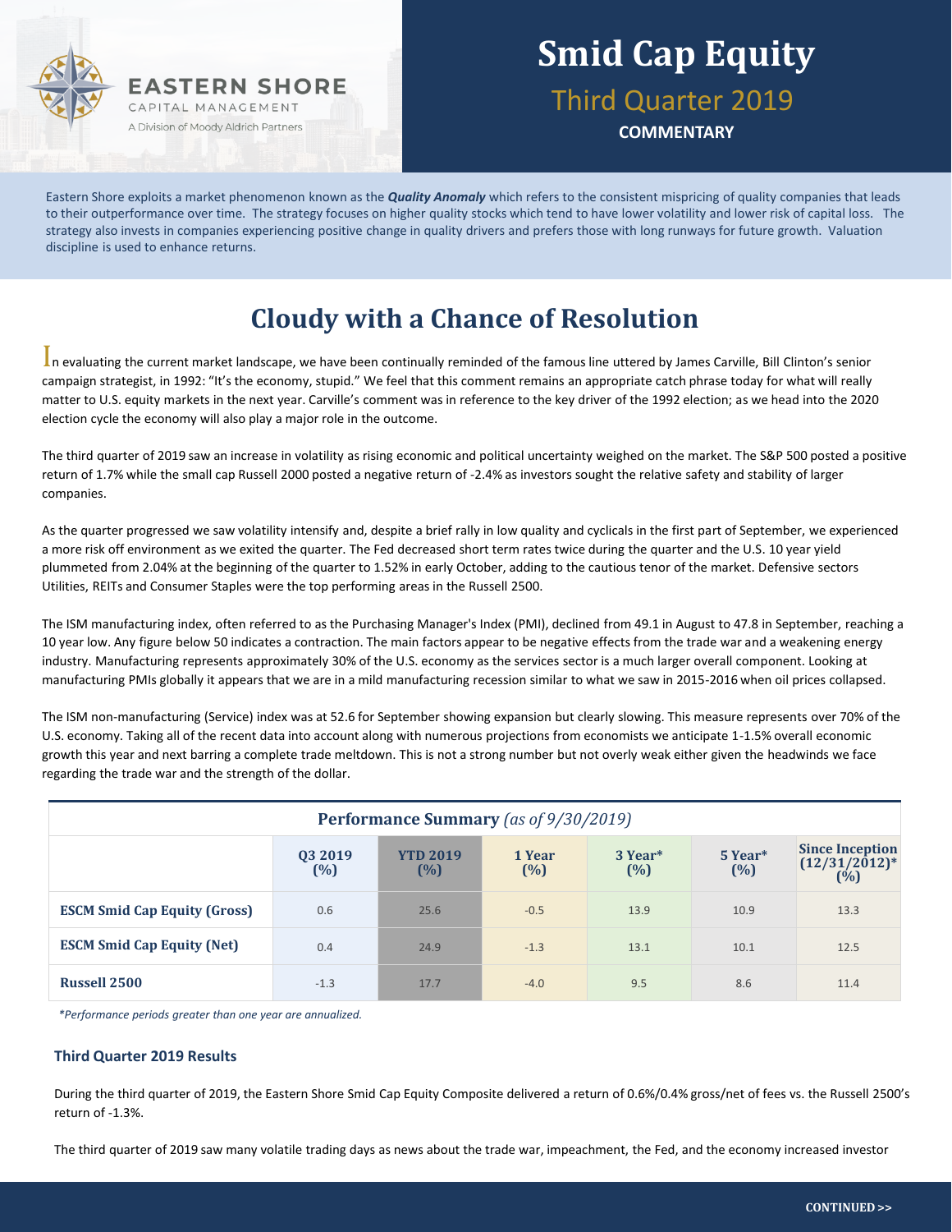EASTERN SHORE
CAPITAL MANAGEMENT
A Division of Moody Aldrich Partners

# Smid Cap Equity

## Third Quarter 2019

**COMMENTARY**

Eastern Shore exploits a market phenomenon known as the ***Quality Anomaly*** which refers to the consistent mispricing of quality companies that leads to their outperformance over time. The strategy focuses on higher quality stocks which tend to have lower volatility and lower risk of capital loss. The strategy also invests in companies experiencing positive change in quality drivers and prefers those with long runways for future growth. Valuation discipline is used to enhance returns.

# Cloudy with a Chance of Resolution

In evaluating the current market landscape, we have been continually reminded of the famous line uttered by James Carville, Bill Clinton's senior campaign strategist, in 1992: "It's the economy, stupid." We feel that this comment remains an appropriate catch phrase today for what will really matter to U.S. equity markets in the next year. Carville's comment was in reference to the key driver of the 1992 election; as we head into the 2020 election cycle the economy will also play a major role in the outcome.

The third quarter of 2019 saw an increase in volatility as rising economic and political uncertainty weighed on the market. The S&P 500 posted a positive return of 1.7% while the small cap Russell 2000 posted a negative return of -2.4% as investors sought the relative safety and stability of larger companies.

As the quarter progressed we saw volatility intensify and, despite a brief rally in low quality and cyclicals in the first part of September, we experienced a more risk off environment as we exited the quarter. The Fed decreased short term rates twice during the quarter and the U.S. 10 year yield plummeted from 2.04% at the beginning of the quarter to 1.52% in early October, adding to the cautious tenor of the market. Defensive sectors Utilities, REITs and Consumer Staples were the top performing areas in the Russell 2500.

The ISM manufacturing index, often referred to as the Purchasing Manager's Index (PMI), declined from 49.1 in August to 47.8 in September, reaching a 10 year low. Any figure below 50 indicates a contraction. The main factors appear to be negative effects from the trade war and a weakening energy industry. Manufacturing represents approximately 30% of the U.S. economy as the services sector is a much larger overall component. Looking at manufacturing PMIs globally it appears that we are in a mild manufacturing recession similar to what we saw in 2015-2016 when oil prices collapsed.

The ISM non-manufacturing (Service) index was at 52.6 for September showing expansion but clearly slowing. This measure represents over 70% of the U.S. economy. Taking all of the recent data into account along with numerous projections from economists we anticipate 1-1.5% overall economic growth this year and next barring a complete trade meltdown. This is not a strong number but not overly weak either given the headwinds we face regarding the trade war and the strength of the dollar.

**Performance Summary** *(as of 9/30/2019)*

| | Q3 2019 (%) | YTD 2019 (%) | 1 Year (%) | 3 Year* (%) | 5 Year* (%) | Since Inception (12/31/2012)* (%) |
|---|---|---|---|---|---|---|
| **ESCM Smid Cap Equity (Gross)** | 0.6 | 25.6 | -0.5 | 13.9 | 10.9 | 13.3 |
| **ESCM Smid Cap Equity (Net)** | 0.4 | 24.9 | -1.3 | 13.1 | 10.1 | 12.5 |
| **Russell 2500** | -1.3 | 17.7 | -4.0 | 9.5 | 8.6 | 11.4 |

*\*Performance periods greater than one year are annualized.*

### Third Quarter 2019 Results

During the third quarter of 2019, the Eastern Shore Smid Cap Equity Composite delivered a return of 0.6%/0.4% gross/net of fees vs. the Russell 2500's return of -1.3%.

The third quarter of 2019 saw many volatile trading days as news about the trade war, impeachment, the Fed, and the economy increased investor

**CONTINUED >>**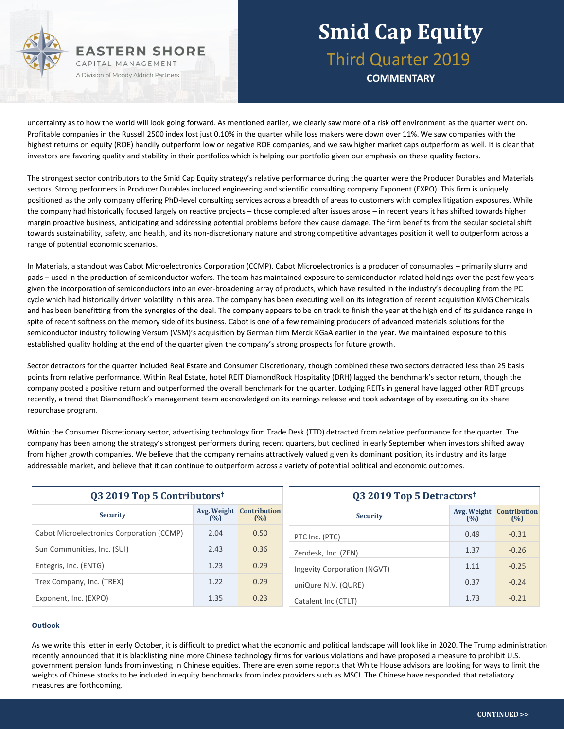uncertainty as to how the world will look going forward. As mentioned earlier, we clearly saw more of a risk off environment as the quarter went on. Profitable companies in the Russell 2500 index lost just 0.10% in the quarter while loss makers were down over 11%. We saw companies with the highest returns on equity (ROE) handily outperform low or negative ROE companies, and we saw higher market caps outperform as well. It is clear that investors are favoring quality and stability in their portfolios which is helping our portfolio given our emphasis on these quality factors.

The strongest sector contributors to the Smid Cap Equity strategy's relative performance during the quarter were the Producer Durables and Materials sectors. Strong performers in Producer Durables included engineering and scientific consulting company Exponent (EXPO). This firm is uniquely positioned as the only company offering PhD-level consulting services across a breadth of areas to customers with complex litigation exposures. While the company had historically focused largely on reactive projects – those completed after issues arose – in recent years it has shifted towards higher margin proactive business, anticipating and addressing potential problems before they cause damage. The firm benefits from the secular societal shift towards sustainability, safety, and health, and its non-discretionary nature and strong competitive advantages position it well to outperform across a range of potential economic scenarios.

In Materials, a standout was Cabot Microelectronics Corporation (CCMP). Cabot Microelectronics is a producer of consumables – primarily slurry and pads – used in the production of semiconductor wafers. The team has maintained exposure to semiconductor-related holdings over the past few years given the incorporation of semiconductors into an ever-broadening array of products, which have resulted in the industry's decoupling from the PC cycle which had historically driven volatility in this area. The company has been executing well on its integration of recent acquisition KMG Chemicals and has been benefitting from the synergies of the deal. The company appears to be on track to finish the year at the high end of its guidance range in spite of recent softness on the memory side of its business. Cabot is one of a few remaining producers of advanced materials solutions for the semiconductor industry following Versum (VSM)'s acquisition by German firm Merck KGaA earlier in the year. We maintained exposure to this established quality holding at the end of the quarter given the company's strong prospects for future growth.

Sector detractors for the quarter included Real Estate and Consumer Discretionary, though combined these two sectors detracted less than 25 basis points from relative performance. Within Real Estate, hotel REIT DiamondRock Hospitality (DRH) lagged the benchmark's sector return, though the company posted a positive return and outperformed the overall benchmark for the quarter. Lodging REITs in general have lagged other REIT groups recently, a trend that DiamondRock's management team acknowledged on its earnings release and took advantage of by executing on its share repurchase program.

Within the Consumer Discretionary sector, advertising technology firm Trade Desk (TTD) detracted from relative performance for the quarter. The company has been among the strategy's strongest performers during recent quarters, but declined in early September when investors shifted away from higher growth companies. We believe that the company remains attractively valued given its dominant position, its industry and its large addressable market, and believe that it can continue to outperform across a variety of potential political and economic outcomes.

**Q3 2019 Top 5 Contributors†**

| Security | Avg. Weight (%) | Contribution (%) |
|---|---|---|
| Cabot Microelectronics Corporation (CCMP) | 2.04 | 0.50 |
| Sun Communities, Inc. (SUI) | 2.43 | 0.36 |
| Entegris, Inc. (ENTG) | 1.23 | 0.29 |
| Trex Company, Inc. (TREX) | 1.22 | 0.29 |
| Exponent, Inc. (EXPO) | 1.35 | 0.23 |

**Q3 2019 Top 5 Detractors†**

| Security | Avg. Weight (%) | Contribution (%) |
|---|---|---|
| PTC Inc. (PTC) | 0.49 | -0.31 |
| Zendesk, Inc. (ZEN) | 1.37 | -0.26 |
| Ingevity Corporation (NGVT) | 1.11 | -0.25 |
| uniQure N.V. (QURE) | 0.37 | -0.24 |
| Catalent Inc (CTLT) | 1.73 | -0.21 |

### Outlook

As we write this letter in early October, it is difficult to predict what the economic and political landscape will look like in 2020. The Trump administration recently announced that it is blacklisting nine more Chinese technology firms for various violations and have proposed a measure to prohibit U.S. government pension funds from investing in Chinese equities. There are even some reports that White House advisors are looking for ways to limit the weights of Chinese stocks to be included in equity benchmarks from index providers such as MSCI. The Chinese have responded that retaliatory measures are forthcoming.

CONTINUED >>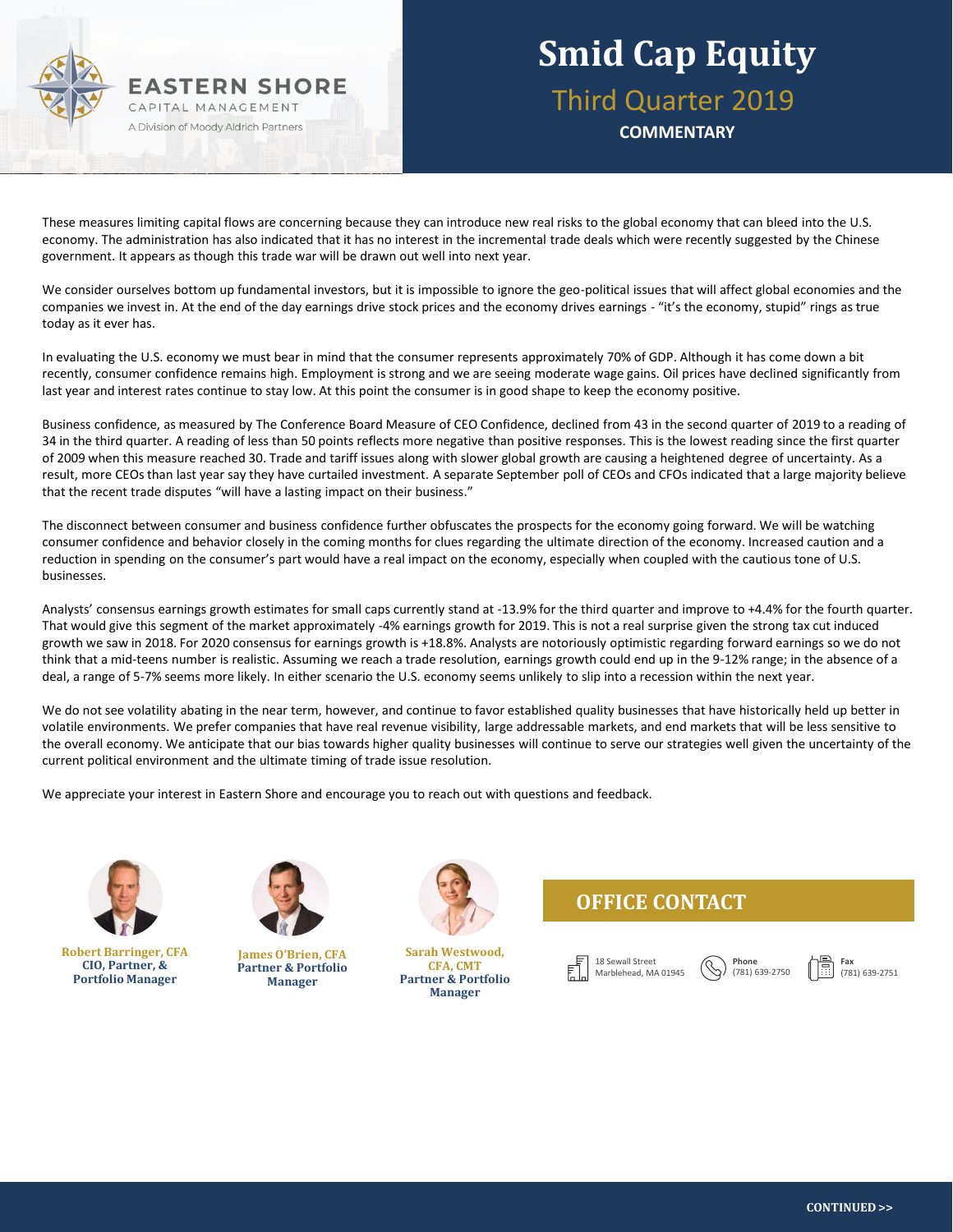These measures limiting capital flows are concerning because they can introduce new real risks to the global economy that can bleed into the U.S. economy. The administration has also indicated that it has no interest in the incremental trade deals which were recently suggested by the Chinese government. It appears as though this trade war will be drawn out well into next year.

We consider ourselves bottom up fundamental investors, but it is impossible to ignore the geo-political issues that will affect global economies and the companies we invest in. At the end of the day earnings drive stock prices and the economy drives earnings - "it's the economy, stupid" rings as true today as it ever has.

In evaluating the U.S. economy we must bear in mind that the consumer represents approximately 70% of GDP. Although it has come down a bit recently, consumer confidence remains high. Employment is strong and we are seeing moderate wage gains. Oil prices have declined significantly from last year and interest rates continue to stay low. At this point the consumer is in good shape to keep the economy positive.

Business confidence, as measured by The Conference Board Measure of CEO Confidence, declined from 43 in the second quarter of 2019 to a reading of 34 in the third quarter. A reading of less than 50 points reflects more negative than positive responses. This is the lowest reading since the first quarter of 2009 when this measure reached 30. Trade and tariff issues along with slower global growth are causing a heightened degree of uncertainty. As a result, more CEOs than last year say they have curtailed investment. A separate September poll of CEOs and CFOs indicated that a large majority believe that the recent trade disputes "will have a lasting impact on their business."

The disconnect between consumer and business confidence further obfuscates the prospects for the economy going forward. We will be watching consumer confidence and behavior closely in the coming months for clues regarding the ultimate direction of the economy. Increased caution and a reduction in spending on the consumer's part would have a real impact on the economy, especially when coupled with the cautious tone of U.S. businesses.

Analysts' consensus earnings growth estimates for small caps currently stand at -13.9% for the third quarter and improve to +4.4% for the fourth quarter. That would give this segment of the market approximately -4% earnings growth for 2019. This is not a real surprise given the strong tax cut induced growth we saw in 2018. For 2020 consensus for earnings growth is +18.8%. Analysts are notoriously optimistic regarding forward earnings so we do not think that a mid-teens number is realistic. Assuming we reach a trade resolution, earnings growth could end up in the 9-12% range; in the absence of a deal, a range of 5-7% seems more likely. In either scenario the U.S. economy seems unlikely to slip into a recession within the next year.

We do not see volatility abating in the near term, however, and continue to favor established quality businesses that have historically held up better in volatile environments. We prefer companies that have real revenue visibility, large addressable markets, and end markets that will be less sensitive to the overall economy. We anticipate that our bias towards higher quality businesses will continue to serve our strategies well given the uncertainty of the current political environment and the ultimate timing of trade issue resolution.

We appreciate your interest in Eastern Shore and encourage you to reach out with questions and feedback.

**Robert Barringer, CFA**
**CIO, Partner, & Portfolio Manager**

**James O'Brien, CFA**
**Partner & Portfolio Manager**

**Sarah Westwood, CFA, CMT**
**Partner & Portfolio Manager**

## OFFICE CONTACT

18 Sewall Street
Marblehead, MA 01945

**Phone**
(781) 639-2750

**Fax**
(781) 639-2751

**CONTINUED >>**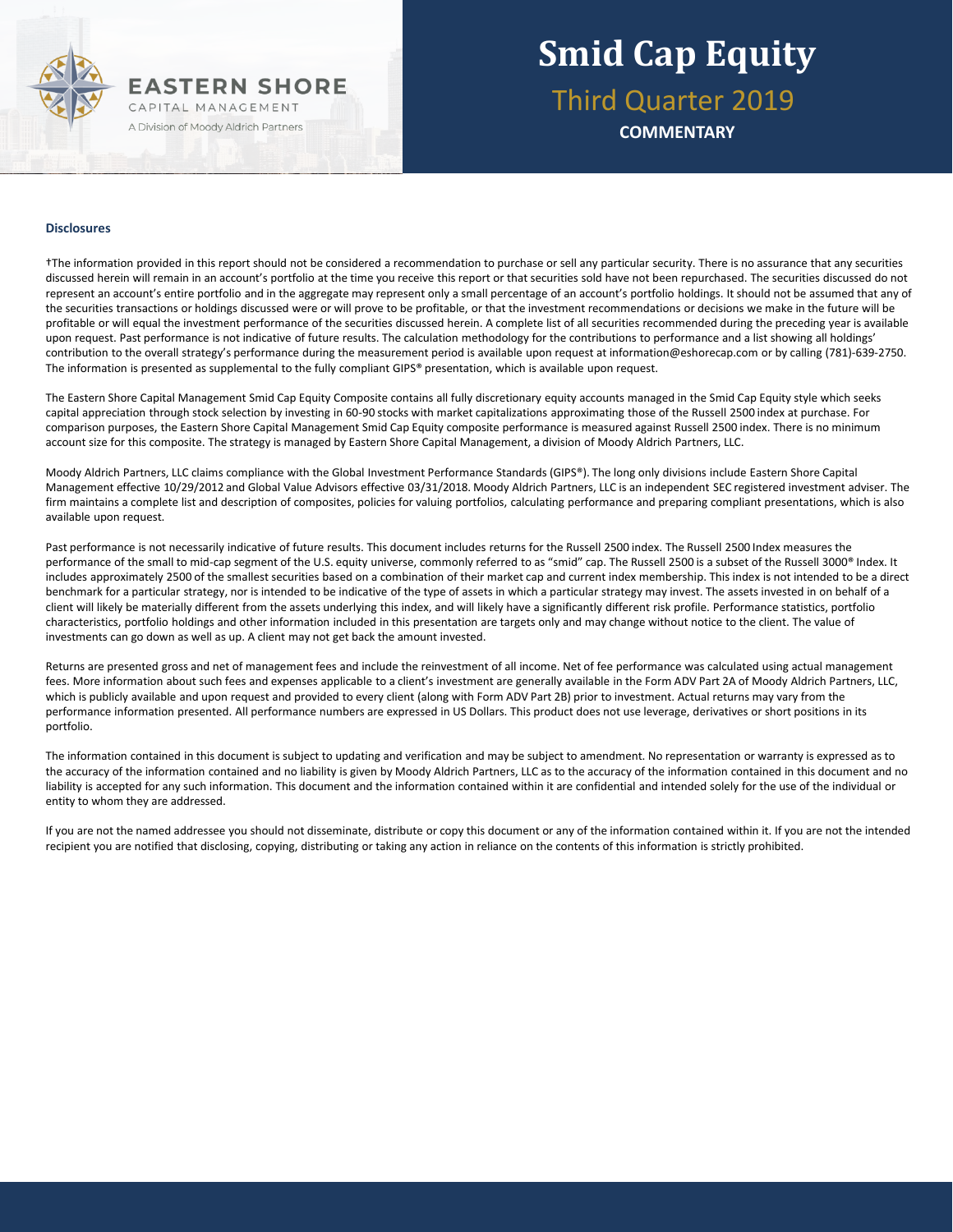**Disclosures**

†The information provided in this report should not be considered a recommendation to purchase or sell any particular security. There is no assurance that any securities discussed herein will remain in an account's portfolio at the time you receive this report or that securities sold have not been repurchased. The securities discussed do not represent an account's entire portfolio and in the aggregate may represent only a small percentage of an account's portfolio holdings. It should not be assumed that any of the securities transactions or holdings discussed were or will prove to be profitable, or that the investment recommendations or decisions we make in the future will be profitable or will equal the investment performance of the securities discussed herein. A complete list of all securities recommended during the preceding year is available upon request. Past performance is not indicative of future results. The calculation methodology for the contributions to performance and a list showing all holdings' contribution to the overall strategy's performance during the measurement period is available upon request at information@eshorecap.com or by calling (781)-639-2750. The information is presented as supplemental to the fully compliant GIPS® presentation, which is available upon request.

The Eastern Shore Capital Management Smid Cap Equity Composite contains all fully discretionary equity accounts managed in the Smid Cap Equity style which seeks capital appreciation through stock selection by investing in 60-90 stocks with market capitalizations approximating those of the Russell 2500 index at purchase. For comparison purposes, the Eastern Shore Capital Management Smid Cap Equity composite performance is measured against Russell 2500 index. There is no minimum account size for this composite. The strategy is managed by Eastern Shore Capital Management, a division of Moody Aldrich Partners, LLC.

Moody Aldrich Partners, LLC claims compliance with the Global Investment Performance Standards (GIPS®). The long only divisions include Eastern Shore Capital Management effective 10/29/2012 and Global Value Advisors effective 03/31/2018. Moody Aldrich Partners, LLC is an independent SEC registered investment adviser. The firm maintains a complete list and description of composites, policies for valuing portfolios, calculating performance and preparing compliant presentations, which is also available upon request.

Past performance is not necessarily indicative of future results. This document includes returns for the Russell 2500 index. The Russell 2500 Index measures the performance of the small to mid-cap segment of the U.S. equity universe, commonly referred to as "smid" cap. The Russell 2500 is a subset of the Russell 3000® Index. It includes approximately 2500 of the smallest securities based on a combination of their market cap and current index membership. This index is not intended to be a direct benchmark for a particular strategy, nor is intended to be indicative of the type of assets in which a particular strategy may invest. The assets invested in on behalf of a client will likely be materially different from the assets underlying this index, and will likely have a significantly different risk profile. Performance statistics, portfolio characteristics, portfolio holdings and other information included in this presentation are targets only and may change without notice to the client. The value of investments can go down as well as up. A client may not get back the amount invested.

Returns are presented gross and net of management fees and include the reinvestment of all income. Net of fee performance was calculated using actual management fees. More information about such fees and expenses applicable to a client's investment are generally available in the Form ADV Part 2A of Moody Aldrich Partners, LLC, which is publicly available and upon request and provided to every client (along with Form ADV Part 2B) prior to investment. Actual returns may vary from the performance information presented. All performance numbers are expressed in US Dollars. This product does not use leverage, derivatives or short positions in its portfolio.

The information contained in this document is subject to updating and verification and may be subject to amendment. No representation or warranty is expressed as to the accuracy of the information contained and no liability is given by Moody Aldrich Partners, LLC as to the accuracy of the information contained in this document and no liability is accepted for any such information. This document and the information contained within it are confidential and intended solely for the use of the individual or entity to whom they are addressed.

If you are not the named addressee you should not disseminate, distribute or copy this document or any of the information contained within it. If you are not the intended recipient you are notified that disclosing, copying, distributing or taking any action in reliance on the contents of this information is strictly prohibited.